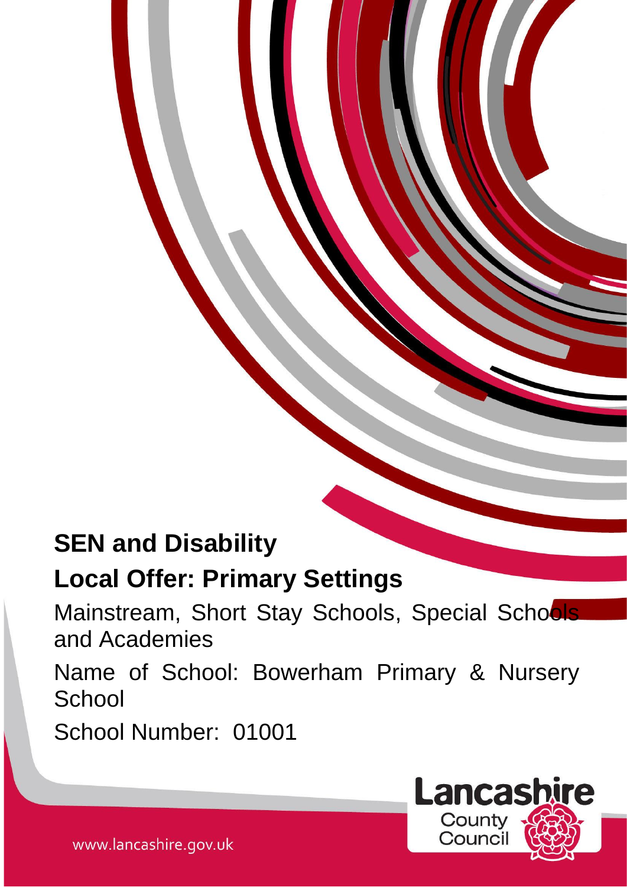# SEN and Disability

# Local Offer: Primary Settings

Mainstream, Short Stay Schools, Special Schools and Academies

Name of School: Bowerham Primary & Nursery School

School Number: 01001

Lancashire County Council

www.lancashire.gov.uk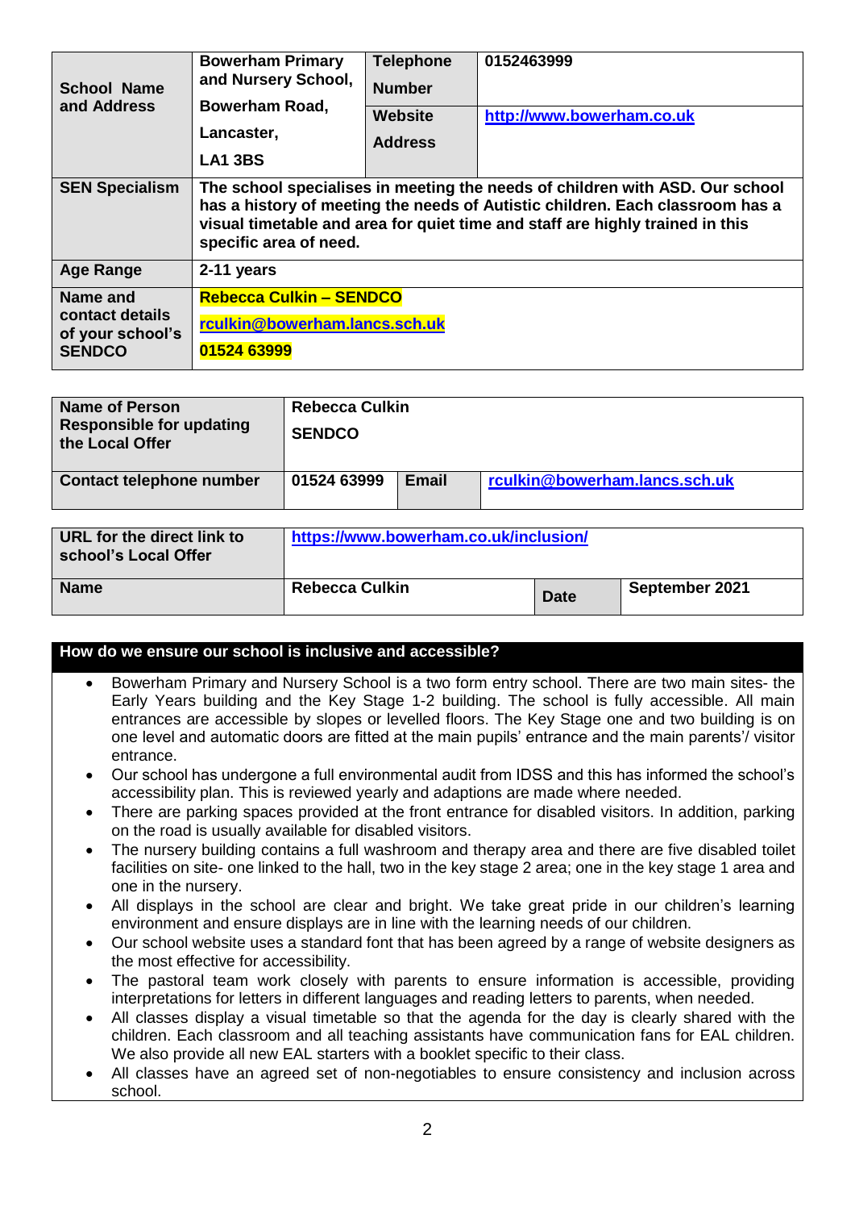| School Name and Address | Bowerham Primary and Nursery School, Bowerham Road, Lancaster, LA1 3BS | Telephone Number | 0152463999 |
|---|---|---|---|
| | | Website Address | http://www.bowerham.co.uk |
| SEN Specialism | The school specialises in meeting the needs of children with ASD. Our school has a history of meeting the needs of Autistic children. Each classroom has a visual timetable and area for quiet time and staff are highly trained in this specific area of need. | | |
| Age Range | 2-11 years | | |
| Name and contact details of your school's SENDCO | Rebecca Culkin – SENDCO<br>rculkin@bowerham.lancs.sch.uk<br>01524 63999 | | |

| Name of Person Responsible for updating the Local Offer | Rebecca Culkin<br>SENDCO | | |
|---|---|---|---|
| Contact telephone number | 01524 63999 | Email | rculkin@bowerham.lancs.sch.uk |

| URL for the direct link to school's Local Offer | https://www.bowerham.co.uk/inclusion/ | | |
|---|---|---|---|
| Name | Rebecca Culkin | Date | September 2021 |

## How do we ensure our school is inclusive and accessible?

- Bowerham Primary and Nursery School is a two form entry school. There are two main sites- the Early Years building and the Key Stage 1-2 building. The school is fully accessible. All main entrances are accessible by slopes or levelled floors. The Key Stage one and two building is on one level and automatic doors are fitted at the main pupils' entrance and the main parents'/ visitor entrance.
- Our school has undergone a full environmental audit from IDSS and this has informed the school's accessibility plan. This is reviewed yearly and adaptions are made where needed.
- There are parking spaces provided at the front entrance for disabled visitors. In addition, parking on the road is usually available for disabled visitors.
- The nursery building contains a full washroom and therapy area and there are five disabled toilet facilities on site- one linked to the hall, two in the key stage 2 area; one in the key stage 1 area and one in the nursery.
- All displays in the school are clear and bright. We take great pride in our children's learning environment and ensure displays are in line with the learning needs of our children.
- Our school website uses a standard font that has been agreed by a range of website designers as the most effective for accessibility.
- The pastoral team work closely with parents to ensure information is accessible, providing interpretations for letters in different languages and reading letters to parents, when needed.
- All classes display a visual timetable so that the agenda for the day is clearly shared with the children. Each classroom and all teaching assistants have communication fans for EAL children. We also provide all new EAL starters with a booklet specific to their class.
- All classes have an agreed set of non-negotiables to ensure consistency and inclusion across school.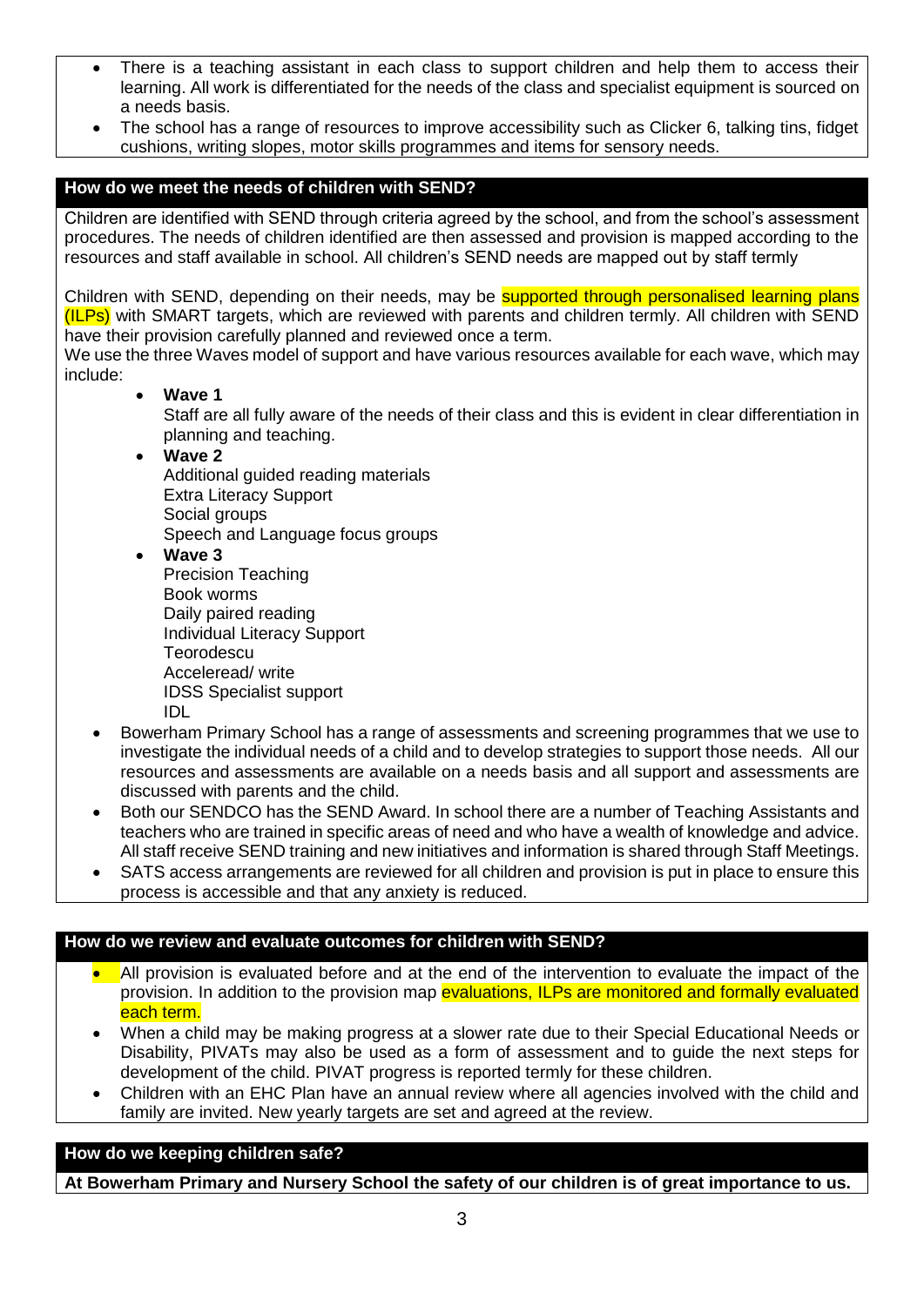- There is a teaching assistant in each class to support children and help them to access their learning. All work is differentiated for the needs of the class and specialist equipment is sourced on a needs basis.
- The school has a range of resources to improve accessibility such as Clicker 6, talking tins, fidget cushions, writing slopes, motor skills programmes and items for sensory needs.

## How do we meet the needs of children with SEND?

Children are identified with SEND through criteria agreed by the school, and from the school's assessment procedures. The needs of children identified are then assessed and provision is mapped according to the resources and staff available in school. All children's SEND needs are mapped out by staff termly

Children with SEND, depending on their needs, may be supported through personalised learning plans (ILPs) with SMART targets, which are reviewed with parents and children termly. All children with SEND have their provision carefully planned and reviewed once a term.
We use the three Waves model of support and have various resources available for each wave, which may include:

- **Wave 1**
  Staff are all fully aware of the needs of their class and this is evident in clear differentiation in planning and teaching.
- **Wave 2**
  Additional guided reading materials
  Extra Literacy Support
  Social groups
  Speech and Language focus groups
- **Wave 3**
  Precision Teaching
  Book worms
  Daily paired reading
  Individual Literacy Support
  Teorodescu
  Acceleread/ write
  IDSS Specialist support
  IDL

- Bowerham Primary School has a range of assessments and screening programmes that we use to investigate the individual needs of a child and to develop strategies to support those needs. All our resources and assessments are available on a needs basis and all support and assessments are discussed with parents and the child.
- Both our SENDCO has the SEND Award. In school there are a number of Teaching Assistants and teachers who are trained in specific areas of need and who have a wealth of knowledge and advice. All staff receive SEND training and new initiatives and information is shared through Staff Meetings.
- SATS access arrangements are reviewed for all children and provision is put in place to ensure this process is accessible and that any anxiety is reduced.

## How do we review and evaluate outcomes for children with SEND?

- All provision is evaluated before and at the end of the intervention to evaluate the impact of the provision. In addition to the provision map evaluations, ILPs are monitored and formally evaluated each term.
- When a child may be making progress at a slower rate due to their Special Educational Needs or Disability, PIVATs may also be used as a form of assessment and to guide the next steps for development of the child. PIVAT progress is reported termly for these children.
- Children with an EHC Plan have an annual review where all agencies involved with the child and family are invited. New yearly targets are set and agreed at the review.

## How do we keeping children safe?

**At Bowerham Primary and Nursery School the safety of our children is of great importance to us.**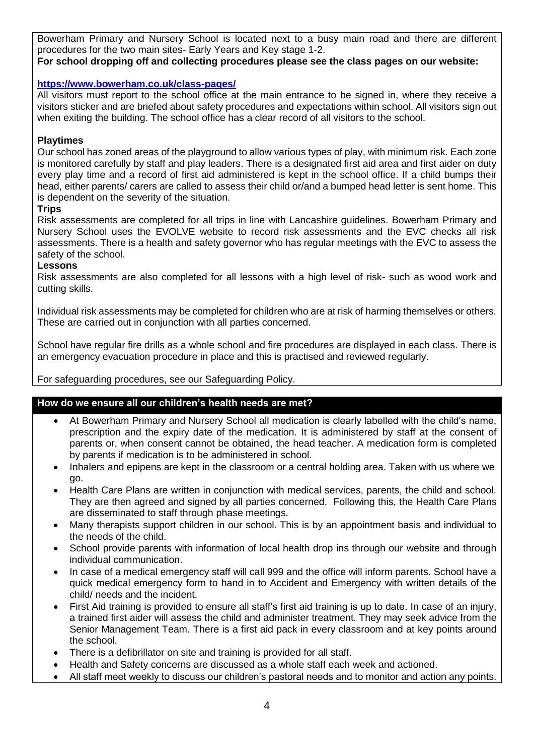Bowerham Primary and Nursery School is located next to a busy main road and there are different procedures for the two main sites- Early Years and Key stage 1-2.

**For school dropping off and collecting procedures please see the class pages on our website:**

**https://www.bowerham.co.uk/class-pages/**

All visitors must report to the school office at the main entrance to be signed in, where they receive a visitors sticker and are briefed about safety procedures and expectations within school. All visitors sign out when exiting the building. The school office has a clear record of all visitors to the school.

**Playtimes**

Our school has zoned areas of the playground to allow various types of play, with minimum risk. Each zone is monitored carefully by staff and play leaders. There is a designated first aid area and first aider on duty every play time and a record of first aid administered is kept in the school office. If a child bumps their head, either parents/ carers are called to assess their child or/and a bumped head letter is sent home. This is dependent on the severity of the situation.

**Trips**

Risk assessments are completed for all trips in line with Lancashire guidelines. Bowerham Primary and Nursery School uses the EVOLVE website to record risk assessments and the EVC checks all risk assessments. There is a health and safety governor who has regular meetings with the EVC to assess the safety of the school.

**Lessons**

Risk assessments are also completed for all lessons with a high level of risk- such as wood work and cutting skills.

Individual risk assessments may be completed for children who are at risk of harming themselves or others. These are carried out in conjunction with all parties concerned.

School have regular fire drills as a whole school and fire procedures are displayed in each class. There is an emergency evacuation procedure in place and this is practised and reviewed regularly.

For safeguarding procedures, see our Safeguarding Policy.

## How do we ensure all our children's health needs are met?

- At Bowerham Primary and Nursery School all medication is clearly labelled with the child's name, prescription and the expiry date of the medication. It is administered by staff at the consent of parents or, when consent cannot be obtained, the head teacher. A medication form is completed by parents if medication is to be administered in school.
- Inhalers and epipens are kept in the classroom or a central holding area. Taken with us where we go.
- Health Care Plans are written in conjunction with medical services, parents, the child and school. They are then agreed and signed by all parties concerned. Following this, the Health Care Plans are disseminated to staff through phase meetings.
- Many therapists support children in our school. This is by an appointment basis and individual to the needs of the child.
- School provide parents with information of local health drop ins through our website and through individual communication.
- In case of a medical emergency staff will call 999 and the office will inform parents. School have a quick medical emergency form to hand in to Accident and Emergency with written details of the child/ needs and the incident.
- First Aid training is provided to ensure all staff's first aid training is up to date. In case of an injury, a trained first aider will assess the child and administer treatment. They may seek advice from the Senior Management Team. There is a first aid pack in every classroom and at key points around the school.
- There is a defibrillator on site and training is provided for all staff.
- Health and Safety concerns are discussed as a whole staff each week and actioned.
- All staff meet weekly to discuss our children's pastoral needs and to monitor and action any points.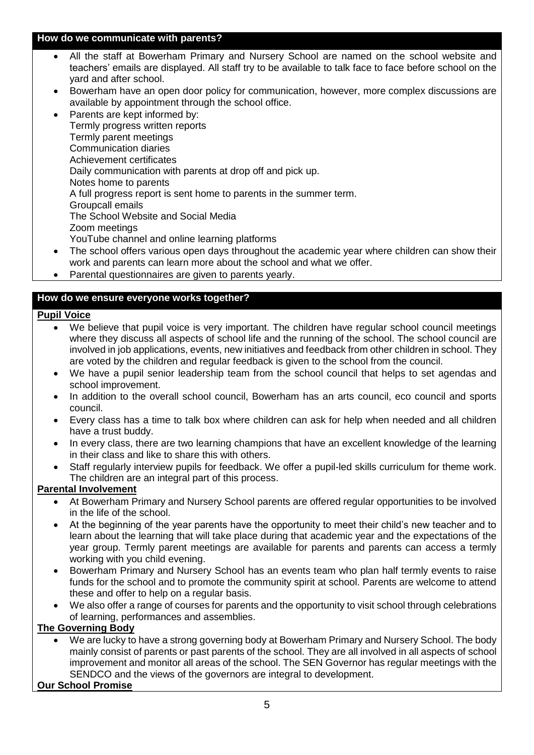## How do we communicate with parents?

- All the staff at Bowerham Primary and Nursery School are named on the school website and teachers' emails are displayed. All staff try to be available to talk face to face before school on the yard and after school.
- Bowerham have an open door policy for communication, however, more complex discussions are available by appointment through the school office.
- Parents are kept informed by:
  Termly progress written reports
  Termly parent meetings
  Communication diaries
  Achievement certificates
  Daily communication with parents at drop off and pick up.
  Notes home to parents
  A full progress report is sent home to parents in the summer term.
  Groupcall emails
  The School Website and Social Media
  Zoom meetings
  YouTube channel and online learning platforms
- The school offers various open days throughout the academic year where children can show their work and parents can learn more about the school and what we offer.
- Parental questionnaires are given to parents yearly.

## How do we ensure everyone works together?

**Pupil Voice**

- We believe that pupil voice is very important. The children have regular school council meetings where they discuss all aspects of school life and the running of the school. The school council are involved in job applications, events, new initiatives and feedback from other children in school. They are voted by the children and regular feedback is given to the school from the council.
- We have a pupil senior leadership team from the school council that helps to set agendas and school improvement.
- In addition to the overall school council, Bowerham has an arts council, eco council and sports council.
- Every class has a time to talk box where children can ask for help when needed and all children have a trust buddy.
- In every class, there are two learning champions that have an excellent knowledge of the learning in their class and like to share this with others.
- Staff regularly interview pupils for feedback. We offer a pupil-led skills curriculum for theme work. The children are an integral part of this process.

**Parental Involvement**

- At Bowerham Primary and Nursery School parents are offered regular opportunities to be involved in the life of the school.
- At the beginning of the year parents have the opportunity to meet their child's new teacher and to learn about the learning that will take place during that academic year and the expectations of the year group. Termly parent meetings are available for parents and parents can access a termly working with you child evening.
- Bowerham Primary and Nursery School has an events team who plan half termly events to raise funds for the school and to promote the community spirit at school. Parents are welcome to attend these and offer to help on a regular basis.
- We also offer a range of courses for parents and the opportunity to visit school through celebrations of learning, performances and assemblies.

**The Governing Body**

- We are lucky to have a strong governing body at Bowerham Primary and Nursery School. The body mainly consist of parents or past parents of the school. They are all involved in all aspects of school improvement and monitor all areas of the school. The SEN Governor has regular meetings with the SENDCO and the views of the governors are integral to development.

**Our School Promise**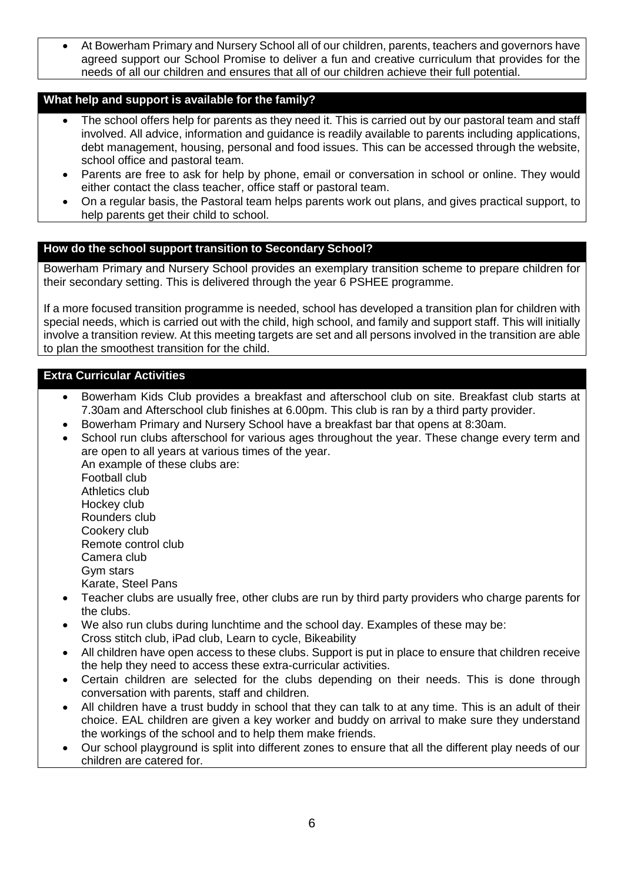- At Bowerham Primary and Nursery School all of our children, parents, teachers and governors have agreed support our School Promise to deliver a fun and creative curriculum that provides for the needs of all our children and ensures that all of our children achieve their full potential.

## What help and support is available for the family?

- The school offers help for parents as they need it. This is carried out by our pastoral team and staff involved. All advice, information and guidance is readily available to parents including applications, debt management, housing, personal and food issues. This can be accessed through the website, school office and pastoral team.
- Parents are free to ask for help by phone, email or conversation in school or online. They would either contact the class teacher, office staff or pastoral team.
- On a regular basis, the Pastoral team helps parents work out plans, and gives practical support, to help parents get their child to school.

## How do the school support transition to Secondary School?

Bowerham Primary and Nursery School provides an exemplary transition scheme to prepare children for their secondary setting. This is delivered through the year 6 PSHEE programme.

If a more focused transition programme is needed, school has developed a transition plan for children with special needs, which is carried out with the child, high school, and family and support staff. This will initially involve a transition review. At this meeting targets are set and all persons involved in the transition are able to plan the smoothest transition for the child.

## Extra Curricular Activities

- Bowerham Kids Club provides a breakfast and afterschool club on site. Breakfast club starts at 7.30am and Afterschool club finishes at 6.00pm. This club is ran by a third party provider.
- Bowerham Primary and Nursery School have a breakfast bar that opens at 8:30am.
- School run clubs afterschool for various ages throughout the year. These change every term and are open to all years at various times of the year.
  An example of these clubs are:
  Football club
  Athletics club
  Hockey club
  Rounders club
  Cookery club
  Remote control club
  Camera club
  Gym stars
  Karate, Steel Pans
- Teacher clubs are usually free, other clubs are run by third party providers who charge parents for the clubs.
- We also run clubs during lunchtime and the school day. Examples of these may be:
  Cross stitch club, iPad club, Learn to cycle, Bikeability
- All children have open access to these clubs. Support is put in place to ensure that children receive the help they need to access these extra-curricular activities.
- Certain children are selected for the clubs depending on their needs. This is done through conversation with parents, staff and children.
- All children have a trust buddy in school that they can talk to at any time. This is an adult of their choice. EAL children are given a key worker and buddy on arrival to make sure they understand the workings of the school and to help them make friends.
- Our school playground is split into different zones to ensure that all the different play needs of our children are catered for.